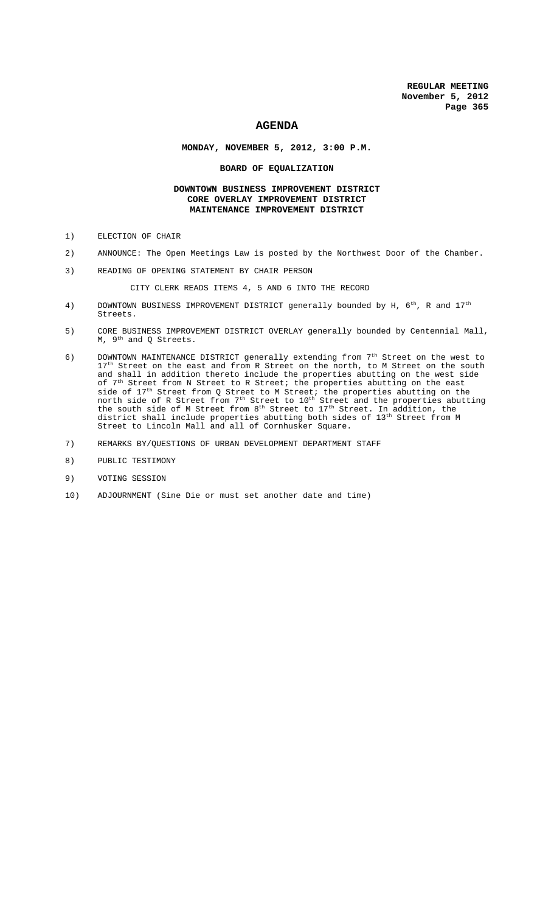# AGENDA

**MONDAY, NOVEMBER 5, 2012, 3:00 P.M.**

**BOARD OF EQUALIZATION**

**DOWNTOWN BUSINESS IMPROVEMENT DISTRICT**
**CORE OVERLAY IMPROVEMENT DISTRICT**
**MAINTENANCE IMPROVEMENT DISTRICT**

1) ELECTION OF CHAIR

2) ANNOUNCE: The Open Meetings Law is posted by the Northwest Door of the Chamber.

3) READING OF OPENING STATEMENT BY CHAIR PERSON

   CITY CLERK READS ITEMS 4, 5 AND 6 INTO THE RECORD

4) DOWNTOWN BUSINESS IMPROVEMENT DISTRICT generally bounded by H, 6th, R and 17th Streets.

5) CORE BUSINESS IMPROVEMENT DISTRICT OVERLAY generally bounded by Centennial Mall, M, 9th and Q Streets.

6) DOWNTOWN MAINTENANCE DISTRICT generally extending from 7th Street on the west to 17th Street on the east and from R Street on the north, to M Street on the south and shall in addition thereto include the properties abutting on the west side of 7th Street from N Street to R Street; the properties abutting on the east side of 17th Street from Q Street to M Street; the properties abutting on the north side of R Street from 7th Street to 10th Street and the properties abutting the south side of M Street from 8th Street to 17th Street. In addition, the district shall include properties abutting both sides of 13th Street from M Street to Lincoln Mall and all of Cornhusker Square.

7) REMARKS BY/QUESTIONS OF URBAN DEVELOPMENT DEPARTMENT STAFF

8) PUBLIC TESTIMONY

9) VOTING SESSION

10) ADJOURNMENT (Sine Die or must set another date and time)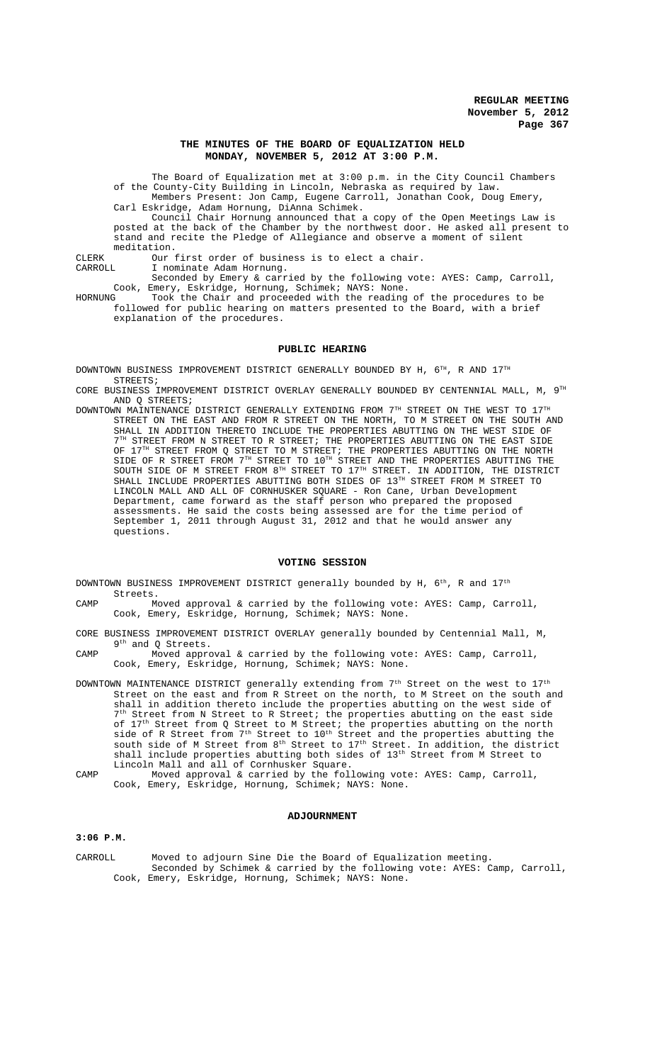## THE MINUTES OF THE BOARD OF EQUALIZATION HELD MONDAY, NOVEMBER 5, 2012 AT 3:00 P.M.

The Board of Equalization met at 3:00 p.m. in the City Council Chambers of the County-City Building in Lincoln, Nebraska as required by law.

Members Present: Jon Camp, Eugene Carroll, Jonathan Cook, Doug Emery, Carl Eskridge, Adam Hornung, DiAnna Schimek.

Council Chair Hornung announced that a copy of the Open Meetings Law is posted at the back of the Chamber by the northwest door. He asked all present to stand and recite the Pledge of Allegiance and observe a moment of silent meditation.

CLERK Our first order of business is to elect a chair.

CARROLL I nominate Adam Hornung.

Seconded by Emery & carried by the following vote: AYES: Camp, Carroll, Cook, Emery, Eskridge, Hornung, Schimek; NAYS: None.

HORNUNG Took the Chair and proceeded with the reading of the procedures to be followed for public hearing on matters presented to the Board, with a brief explanation of the procedures.

### PUBLIC HEARING

DOWNTOWN BUSINESS IMPROVEMENT DISTRICT GENERALLY BOUNDED BY H, 6TH, R AND 17TH STREETS;

CORE BUSINESS IMPROVEMENT DISTRICT OVERLAY GENERALLY BOUNDED BY CENTENNIAL MALL, M, 9TH AND Q STREETS;

DOWNTOWN MAINTENANCE DISTRICT GENERALLY EXTENDING FROM 7TH STREET ON THE WEST TO 17TH STREET ON THE EAST AND FROM R STREET ON THE NORTH, TO M STREET ON THE SOUTH AND SHALL IN ADDITION THERETO INCLUDE THE PROPERTIES ABUTTING ON THE WEST SIDE OF 7TH STREET FROM N STREET TO R STREET; THE PROPERTIES ABUTTING ON THE EAST SIDE OF 17TH STREET FROM Q STREET TO M STREET; THE PROPERTIES ABUTTING ON THE NORTH SIDE OF R STREET FROM 7TH STREET TO 10TH STREET AND THE PROPERTIES ABUTTING THE SOUTH SIDE OF M STREET FROM 8TH STREET TO 17TH STREET. IN ADDITION, THE DISTRICT SHALL INCLUDE PROPERTIES ABUTTING BOTH SIDES OF 13TH STREET FROM M STREET TO LINCOLN MALL AND ALL OF CORNHUSKER SQUARE - Ron Cane, Urban Development Department, came forward as the staff person who prepared the proposed assessments. He said the costs being assessed are for the time period of September 1, 2011 through August 31, 2012 and that he would answer any questions.

### VOTING SESSION

DOWNTOWN BUSINESS IMPROVEMENT DISTRICT generally bounded by H, 6th, R and 17th Streets.

CAMP Moved approval & carried by the following vote: AYES: Camp, Carroll, Cook, Emery, Eskridge, Hornung, Schimek; NAYS: None.

CORE BUSINESS IMPROVEMENT DISTRICT OVERLAY generally bounded by Centennial Mall, M, 9th and Q Streets.

CAMP Moved approval & carried by the following vote: AYES: Camp, Carroll, Cook, Emery, Eskridge, Hornung, Schimek; NAYS: None.

DOWNTOWN MAINTENANCE DISTRICT generally extending from 7th Street on the west to 17th Street on the east and from R Street on the north, to M Street on the south and shall in addition thereto include the properties abutting on the west side of 7th Street from N Street to R Street; the properties abutting on the east side of 17th Street from Q Street to M Street; the properties abutting on the north side of R Street from 7th Street to 10th Street and the properties abutting the south side of M Street from 8th Street to 17th Street. In addition, the district shall include properties abutting both sides of 13th Street from M Street to Lincoln Mall and all of Cornhusker Square.

CAMP Moved approval & carried by the following vote: AYES: Camp, Carroll, Cook, Emery, Eskridge, Hornung, Schimek; NAYS: None.

### ADJOURNMENT

**3:06 P.M.**

CARROLL Moved to adjourn Sine Die the Board of Equalization meeting.

Seconded by Schimek & carried by the following vote: AYES: Camp, Carroll, Cook, Emery, Eskridge, Hornung, Schimek; NAYS: None.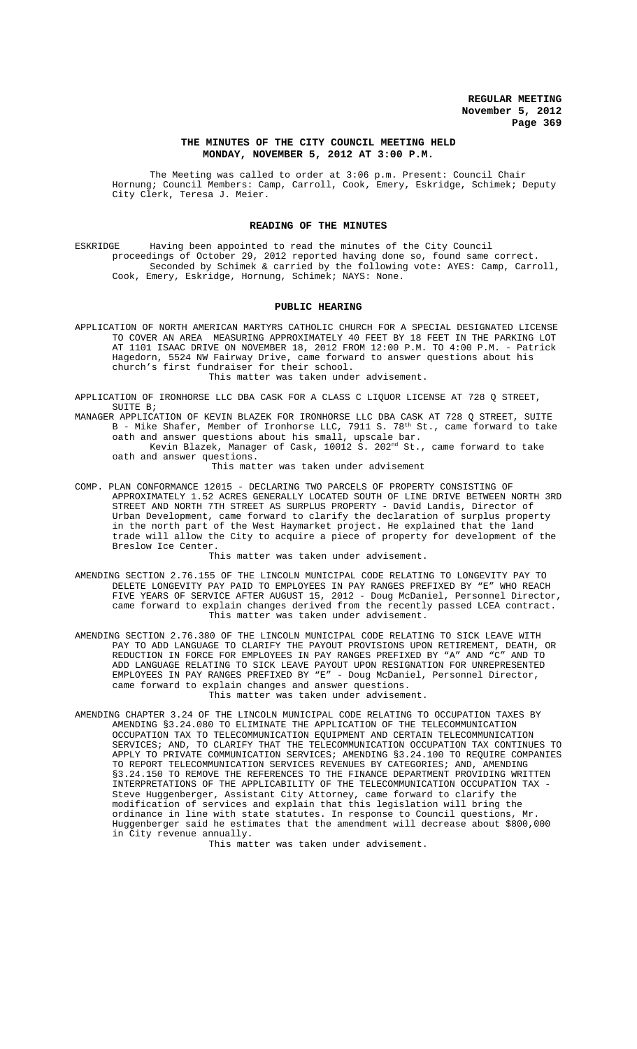## THE MINUTES OF THE CITY COUNCIL MEETING HELD MONDAY, NOVEMBER 5, 2012 AT 3:00 P.M.

The Meeting was called to order at 3:06 p.m. Present: Council Chair Hornung; Council Members: Camp, Carroll, Cook, Emery, Eskridge, Schimek; Deputy City Clerk, Teresa J. Meier.

## READING OF THE MINUTES

ESKRIDGE Having been appointed to read the minutes of the City Council proceedings of October 29, 2012 reported having done so, found same correct.
Seconded by Schimek & carried by the following vote: AYES: Camp, Carroll, Cook, Emery, Eskridge, Hornung, Schimek; NAYS: None.

## PUBLIC HEARING

APPLICATION OF NORTH AMERICAN MARTYRS CATHOLIC CHURCH FOR A SPECIAL DESIGNATED LICENSE TO COVER AN AREA MEASURING APPROXIMATELY 40 FEET BY 18 FEET IN THE PARKING LOT AT 1101 ISAAC DRIVE ON NOVEMBER 18, 2012 FROM 12:00 P.M. TO 4:00 P.M. - Patrick Hagedorn, 5524 NW Fairway Drive, came forward to answer questions about his church's first fundraiser for their school.
This matter was taken under advisement.

APPLICATION OF IRONHORSE LLC DBA CASK FOR A CLASS C LIQUOR LICENSE AT 728 Q STREET, SUITE B;

MANAGER APPLICATION OF KEVIN BLAZEK FOR IRONHORSE LLC DBA CASK AT 728 Q STREET, SUITE B - Mike Shafer, Member of Ironhorse LLC, 7911 S. 78th St., came forward to take oath and answer questions about his small, upscale bar.
Kevin Blazek, Manager of Cask, 10012 S. 202nd St., came forward to take oath and answer questions.
This matter was taken under advisement

COMP. PLAN CONFORMANCE 12015 - DECLARING TWO PARCELS OF PROPERTY CONSISTING OF APPROXIMATELY 1.52 ACRES GENERALLY LOCATED SOUTH OF LINE DRIVE BETWEEN NORTH 3RD STREET AND NORTH 7TH STREET AS SURPLUS PROPERTY - David Landis, Director of Urban Development, came forward to clarify the declaration of surplus property in the north part of the West Haymarket project. He explained that the land trade will allow the City to acquire a piece of property for development of the Breslow Ice Center.
This matter was taken under advisement.

AMENDING SECTION 2.76.155 OF THE LINCOLN MUNICIPAL CODE RELATING TO LONGEVITY PAY TO DELETE LONGEVITY PAY PAID TO EMPLOYEES IN PAY RANGES PREFIXED BY "E" WHO REACH FIVE YEARS OF SERVICE AFTER AUGUST 15, 2012 - Doug McDaniel, Personnel Director, came forward to explain changes derived from the recently passed LCEA contract.
This matter was taken under advisement.

AMENDING SECTION 2.76.380 OF THE LINCOLN MUNICIPAL CODE RELATING TO SICK LEAVE WITH PAY TO ADD LANGUAGE TO CLARIFY THE PAYOUT PROVISIONS UPON RETIREMENT, DEATH, OR REDUCTION IN FORCE FOR EMPLOYEES IN PAY RANGES PREFIXED BY "A" AND "C" AND TO ADD LANGUAGE RELATING TO SICK LEAVE PAYOUT UPON RESIGNATION FOR UNREPRESENTED EMPLOYEES IN PAY RANGES PREFIXED BY "E" - Doug McDaniel, Personnel Director, came forward to explain changes and answer questions.
This matter was taken under advisement.

AMENDING CHAPTER 3.24 OF THE LINCOLN MUNICIPAL CODE RELATING TO OCCUPATION TAXES BY AMENDING §3.24.080 TO ELIMINATE THE APPLICATION OF THE TELECOMMUNICATION OCCUPATION TAX TO TELECOMMUNICATION EQUIPMENT AND CERTAIN TELECOMMUNICATION SERVICES; AND, TO CLARIFY THAT THE TELECOMMUNICATION OCCUPATION TAX CONTINUES TO APPLY TO PRIVATE COMMUNICATION SERVICES; AMENDING §3.24.100 TO REQUIRE COMPANIES TO REPORT TELECOMMUNICATION SERVICES REVENUES BY CATEGORIES; AND, AMENDING §3.24.150 TO REMOVE THE REFERENCES TO THE FINANCE DEPARTMENT PROVIDING WRITTEN INTERPRETATIONS OF THE APPLICABILITY OF THE TELECOMMUNICATION OCCUPATION TAX - Steve Huggenberger, Assistant City Attorney, came forward to clarify the modification of services and explain that this legislation will bring the ordinance in line with state statutes. In response to Council questions, Mr. Huggenberger said he estimates that the amendment will decrease about $800,000 in City revenue annually.
This matter was taken under advisement.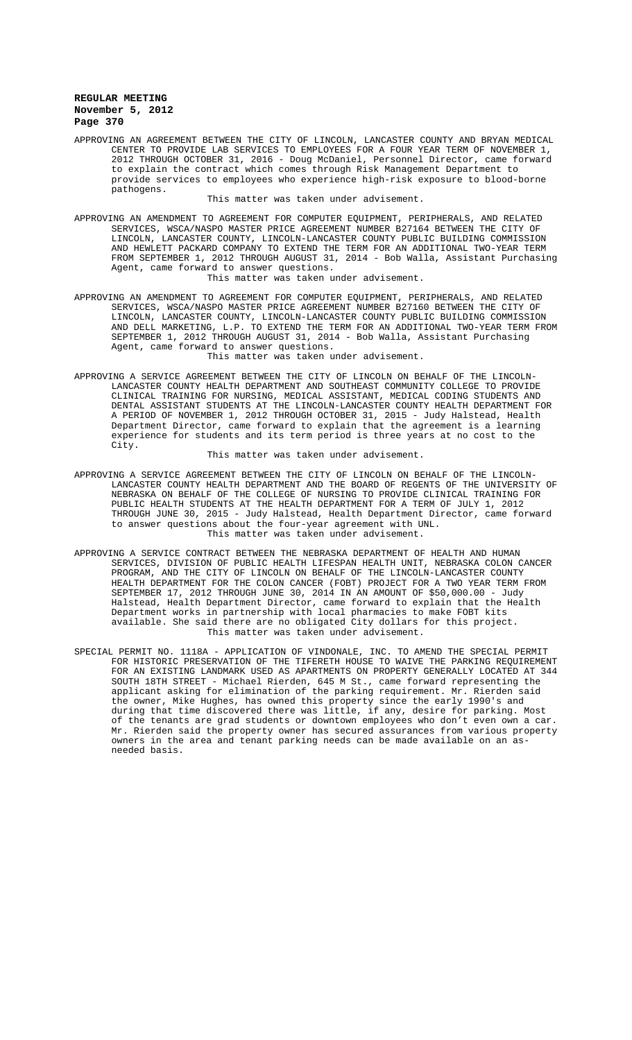APPROVING AN AGREEMENT BETWEEN THE CITY OF LINCOLN, LANCASTER COUNTY AND BRYAN MEDICAL CENTER TO PROVIDE LAB SERVICES TO EMPLOYEES FOR A FOUR YEAR TERM OF NOVEMBER 1, 2012 THROUGH OCTOBER 31, 2016 - Doug McDaniel, Personnel Director, came forward to explain the contract which comes through Risk Management Department to provide services to employees who experience high-risk exposure to blood-borne pathogens.

This matter was taken under advisement.

APPROVING AN AMENDMENT TO AGREEMENT FOR COMPUTER EQUIPMENT, PERIPHERALS, AND RELATED SERVICES, WSCA/NASPO MASTER PRICE AGREEMENT NUMBER B27164 BETWEEN THE CITY OF LINCOLN, LANCASTER COUNTY, LINCOLN-LANCASTER COUNTY PUBLIC BUILDING COMMISSION AND HEWLETT PACKARD COMPANY TO EXTEND THE TERM FOR AN ADDITIONAL TWO-YEAR TERM FROM SEPTEMBER 1, 2012 THROUGH AUGUST 31, 2014 - Bob Walla, Assistant Purchasing Agent, came forward to answer questions.

This matter was taken under advisement.

APPROVING AN AMENDMENT TO AGREEMENT FOR COMPUTER EQUIPMENT, PERIPHERALS, AND RELATED SERVICES, WSCA/NASPO MASTER PRICE AGREEMENT NUMBER B27160 BETWEEN THE CITY OF LINCOLN, LANCASTER COUNTY, LINCOLN-LANCASTER COUNTY PUBLIC BUILDING COMMISSION AND DELL MARKETING, L.P. TO EXTEND THE TERM FOR AN ADDITIONAL TWO-YEAR TERM FROM SEPTEMBER 1, 2012 THROUGH AUGUST 31, 2014 - Bob Walla, Assistant Purchasing Agent, came forward to answer questions.

This matter was taken under advisement.

APPROVING A SERVICE AGREEMENT BETWEEN THE CITY OF LINCOLN ON BEHALF OF THE LINCOLN-LANCASTER COUNTY HEALTH DEPARTMENT AND SOUTHEAST COMMUNITY COLLEGE TO PROVIDE CLINICAL TRAINING FOR NURSING, MEDICAL ASSISTANT, MEDICAL CODING STUDENTS AND DENTAL ASSISTANT STUDENTS AT THE LINCOLN-LANCASTER COUNTY HEALTH DEPARTMENT FOR A PERIOD OF NOVEMBER 1, 2012 THROUGH OCTOBER 31, 2015 - Judy Halstead, Health Department Director, came forward to explain that the agreement is a learning experience for students and its term period is three years at no cost to the City.

This matter was taken under advisement.

APPROVING A SERVICE AGREEMENT BETWEEN THE CITY OF LINCOLN ON BEHALF OF THE LINCOLN-LANCASTER COUNTY HEALTH DEPARTMENT AND THE BOARD OF REGENTS OF THE UNIVERSITY OF NEBRASKA ON BEHALF OF THE COLLEGE OF NURSING TO PROVIDE CLINICAL TRAINING FOR PUBLIC HEALTH STUDENTS AT THE HEALTH DEPARTMENT FOR A TERM OF JULY 1, 2012 THROUGH JUNE 30, 2015 - Judy Halstead, Health Department Director, came forward to answer questions about the four-year agreement with UNL.

This matter was taken under advisement.

APPROVING A SERVICE CONTRACT BETWEEN THE NEBRASKA DEPARTMENT OF HEALTH AND HUMAN SERVICES, DIVISION OF PUBLIC HEALTH LIFESPAN HEALTH UNIT, NEBRASKA COLON CANCER PROGRAM, AND THE CITY OF LINCOLN ON BEHALF OF THE LINCOLN-LANCASTER COUNTY HEALTH DEPARTMENT FOR THE COLON CANCER (FOBT) PROJECT FOR A TWO YEAR TERM FROM SEPTEMBER 17, 2012 THROUGH JUNE 30, 2014 IN AN AMOUNT OF $50,000.00 - Judy Halstead, Health Department Director, came forward to explain that the Health Department works in partnership with local pharmacies to make FOBT kits available. She said there are no obligated City dollars for this project.

This matter was taken under advisement.

SPECIAL PERMIT NO. 1118A - APPLICATION OF VINDONALE, INC. TO AMEND THE SPECIAL PERMIT FOR HISTORIC PRESERVATION OF THE TIFERETH HOUSE TO WAIVE THE PARKING REQUIREMENT FOR AN EXISTING LANDMARK USED AS APARTMENTS ON PROPERTY GENERALLY LOCATED AT 344 SOUTH 18TH STREET - Michael Rierden, 645 M St., came forward representing the applicant asking for elimination of the parking requirement. Mr. Rierden said the owner, Mike Hughes, has owned this property since the early 1990's and during that time discovered there was little, if any, desire for parking. Most of the tenants are grad students or downtown employees who don't even own a car. Mr. Rierden said the property owner has secured assurances from various property owners in the area and tenant parking needs can be made available on an as-needed basis.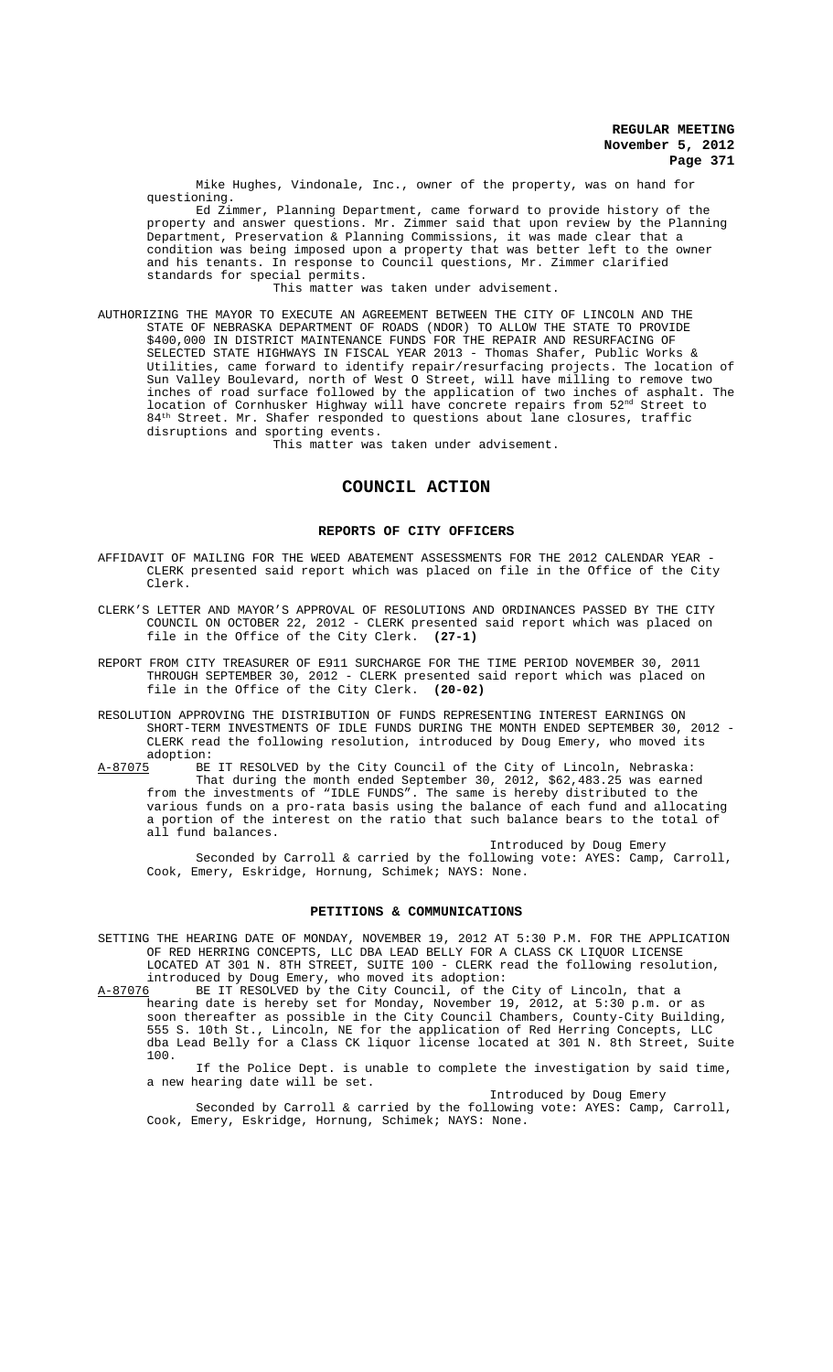Mike Hughes, Vindonale, Inc., owner of the property, was on hand for questioning.

Ed Zimmer, Planning Department, came forward to provide history of the property and answer questions. Mr. Zimmer said that upon review by the Planning Department, Preservation & Planning Commissions, it was made clear that a condition was being imposed upon a property that was better left to the owner and his tenants. In response to Council questions, Mr. Zimmer clarified standards for special permits.

This matter was taken under advisement.

AUTHORIZING THE MAYOR TO EXECUTE AN AGREEMENT BETWEEN THE CITY OF LINCOLN AND THE STATE OF NEBRASKA DEPARTMENT OF ROADS (NDOR) TO ALLOW THE STATE TO PROVIDE $400,000 IN DISTRICT MAINTENANCE FUNDS FOR THE REPAIR AND RESURFACING OF SELECTED STATE HIGHWAYS IN FISCAL YEAR 2013 - Thomas Shafer, Public Works & Utilities, came forward to identify repair/resurfacing projects. The location of Sun Valley Boulevard, north of West O Street, will have milling to remove two inches of road surface followed by the application of two inches of asphalt. The location of Cornhusker Highway will have concrete repairs from 52nd Street to 84th Street. Mr. Shafer responded to questions about lane closures, traffic disruptions and sporting events.

This matter was taken under advisement.

## COUNCIL ACTION

### REPORTS OF CITY OFFICERS

AFFIDAVIT OF MAILING FOR THE WEED ABATEMENT ASSESSMENTS FOR THE 2012 CALENDAR YEAR - CLERK presented said report which was placed on file in the Office of the City Clerk.

CLERK'S LETTER AND MAYOR'S APPROVAL OF RESOLUTIONS AND ORDINANCES PASSED BY THE CITY COUNCIL ON OCTOBER 22, 2012 - CLERK presented said report which was placed on file in the Office of the City Clerk. **(27-1)**

REPORT FROM CITY TREASURER OF E911 SURCHARGE FOR THE TIME PERIOD NOVEMBER 30, 2011 THROUGH SEPTEMBER 30, 2012 - CLERK presented said report which was placed on file in the Office of the City Clerk. **(20-02)**

RESOLUTION APPROVING THE DISTRIBUTION OF FUNDS REPRESENTING INTEREST EARNINGS ON SHORT-TERM INVESTMENTS OF IDLE FUNDS DURING THE MONTH ENDED SEPTEMBER 30, 2012 - CLERK read the following resolution, introduced by Doug Emery, who moved its adoption:

A-87075 BE IT RESOLVED by the City Council of the City of Lincoln, Nebraska:

That during the month ended September 30, 2012, $62,483.25 was earned from the investments of "IDLE FUNDS". The same is hereby distributed to the various funds on a pro-rata basis using the balance of each fund and allocating a portion of the interest on the ratio that such balance bears to the total of all fund balances.

Introduced by Doug Emery

Seconded by Carroll & carried by the following vote: AYES: Camp, Carroll, Cook, Emery, Eskridge, Hornung, Schimek; NAYS: None.

### PETITIONS & COMMUNICATIONS

SETTING THE HEARING DATE OF MONDAY, NOVEMBER 19, 2012 AT 5:30 P.M. FOR THE APPLICATION OF RED HERRING CONCEPTS, LLC DBA LEAD BELLY FOR A CLASS CK LIQUOR LICENSE LOCATED AT 301 N. 8TH STREET, SUITE 100 - CLERK read the following resolution, introduced by Doug Emery, who moved its adoption:

A-87076 BE IT RESOLVED by the City Council, of the City of Lincoln, that a hearing date is hereby set for Monday, November 19, 2012, at 5:30 p.m. or as soon thereafter as possible in the City Council Chambers, County-City Building, 555 S. 10th St., Lincoln, NE for the application of Red Herring Concepts, LLC dba Lead Belly for a Class CK liquor license located at 301 N. 8th Street, Suite 100.

If the Police Dept. is unable to complete the investigation by said time, a new hearing date will be set.

Introduced by Doug Emery

Seconded by Carroll & carried by the following vote: AYES: Camp, Carroll, Cook, Emery, Eskridge, Hornung, Schimek; NAYS: None.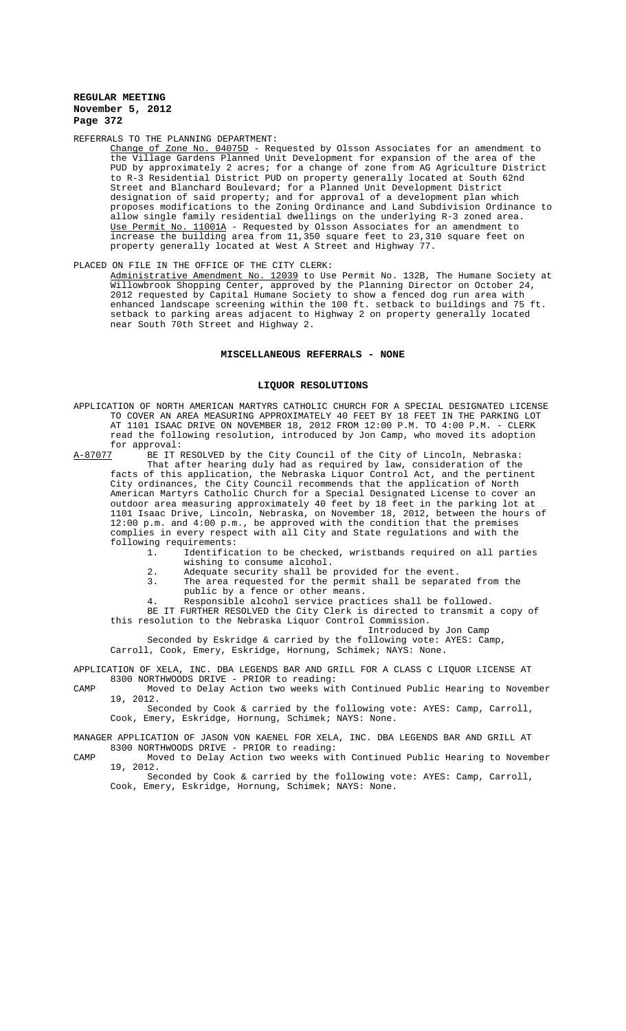REFERRALS TO THE PLANNING DEPARTMENT:

Change of Zone No. 04075D - Requested by Olsson Associates for an amendment to the Village Gardens Planned Unit Development for expansion of the area of the PUD by approximately 2 acres; for a change of zone from AG Agriculture District to R-3 Residential District PUD on property generally located at South 62nd Street and Blanchard Boulevard; for a Planned Unit Development District designation of said property; and for approval of a development plan which proposes modifications to the Zoning Ordinance and Land Subdivision Ordinance to allow single family residential dwellings on the underlying R-3 zoned area.

Use Permit No. 11001A - Requested by Olsson Associates for an amendment to increase the building area from 11,350 square feet to 23,310 square feet on property generally located at West A Street and Highway 77.

PLACED ON FILE IN THE OFFICE OF THE CITY CLERK:

Administrative Amendment No. 12039 to Use Permit No. 132B, The Humane Society at Willowbrook Shopping Center, approved by the Planning Director on October 24, 2012 requested by Capital Humane Society to show a fenced dog run area with enhanced landscape screening within the 100 ft. setback to buildings and 75 ft. setback to parking areas adjacent to Highway 2 on property generally located near South 70th Street and Highway 2.

## MISCELLANEOUS REFERRALS - NONE

## LIQUOR RESOLUTIONS

APPLICATION OF NORTH AMERICAN MARTYRS CATHOLIC CHURCH FOR A SPECIAL DESIGNATED LICENSE TO COVER AN AREA MEASURING APPROXIMATELY 40 FEET BY 18 FEET IN THE PARKING LOT AT 1101 ISAAC DRIVE ON NOVEMBER 18, 2012 FROM 12:00 P.M. TO 4:00 P.M. - CLERK read the following resolution, introduced by Jon Camp, who moved its adoption for approval:

A-87077 BE IT RESOLVED by the City Council of the City of Lincoln, Nebraska:

That after hearing duly had as required by law, consideration of the facts of this application, the Nebraska Liquor Control Act, and the pertinent City ordinances, the City Council recommends that the application of North American Martyrs Catholic Church for a Special Designated License to cover an outdoor area measuring approximately 40 feet by 18 feet in the parking lot at 1101 Isaac Drive, Lincoln, Nebraska, on November 18, 2012, between the hours of 12:00 p.m. and 4:00 p.m., be approved with the condition that the premises complies in every respect with all City and State regulations and with the following requirements:

1. Identification to be checked, wristbands required on all parties wishing to consume alcohol.
2. Adequate security shall be provided for the event.
3. The area requested for the permit shall be separated from the public by a fence or other means.
4. Responsible alcohol service practices shall be followed.

BE IT FURTHER RESOLVED the City Clerk is directed to transmit a copy of this resolution to the Nebraska Liquor Control Commission.

Introduced by Jon Camp

Seconded by Eskridge & carried by the following vote: AYES: Camp, Carroll, Cook, Emery, Eskridge, Hornung, Schimek; NAYS: None.

APPLICATION OF XELA, INC. DBA LEGENDS BAR AND GRILL FOR A CLASS C LIQUOR LICENSE AT 8300 NORTHWOODS DRIVE - PRIOR to reading:

CAMP Moved to Delay Action two weeks with Continued Public Hearing to November 19, 2012.

Seconded by Cook & carried by the following vote: AYES: Camp, Carroll, Cook, Emery, Eskridge, Hornung, Schimek; NAYS: None.

MANAGER APPLICATION OF JASON VON KAENEL FOR XELA, INC. DBA LEGENDS BAR AND GRILL AT 8300 NORTHWOODS DRIVE - PRIOR to reading:

CAMP Moved to Delay Action two weeks with Continued Public Hearing to November 19, 2012.

Seconded by Cook & carried by the following vote: AYES: Camp, Carroll, Cook, Emery, Eskridge, Hornung, Schimek; NAYS: None.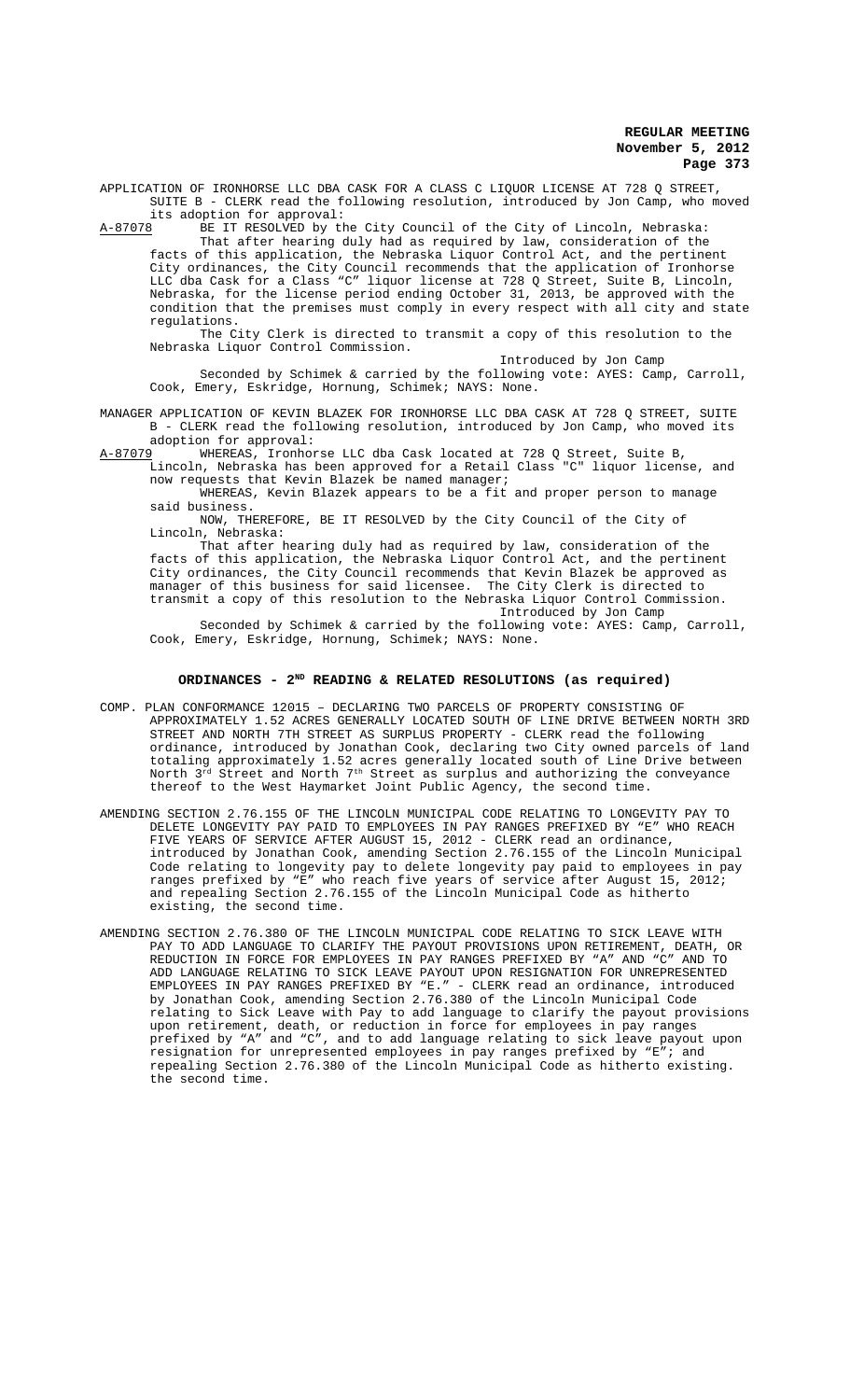APPLICATION OF IRONHORSE LLC DBA CASK FOR A CLASS C LIQUOR LICENSE AT 728 Q STREET, SUITE B - CLERK read the following resolution, introduced by Jon Camp, who moved its adoption for approval:

A-87078 BE IT RESOLVED by the City Council of the City of Lincoln, Nebraska:

That after hearing duly had as required by law, consideration of the facts of this application, the Nebraska Liquor Control Act, and the pertinent City ordinances, the City Council recommends that the application of Ironhorse LLC dba Cask for a Class "C" liquor license at 728 Q Street, Suite B, Lincoln, Nebraska, for the license period ending October 31, 2013, be approved with the condition that the premises must comply in every respect with all city and state regulations.

The City Clerk is directed to transmit a copy of this resolution to the Nebraska Liquor Control Commission.

Introduced by Jon Camp

Seconded by Schimek & carried by the following vote: AYES: Camp, Carroll, Cook, Emery, Eskridge, Hornung, Schimek; NAYS: None.

MANAGER APPLICATION OF KEVIN BLAZEK FOR IRONHORSE LLC DBA CASK AT 728 Q STREET, SUITE B - CLERK read the following resolution, introduced by Jon Camp, who moved its adoption for approval:

A-87079 WHEREAS, Ironhorse LLC dba Cask located at 728 Q Street, Suite B, Lincoln, Nebraska has been approved for a Retail Class "C" liquor license, and now requests that Kevin Blazek be named manager;

WHEREAS, Kevin Blazek appears to be a fit and proper person to manage said business.

NOW, THEREFORE, BE IT RESOLVED by the City Council of the City of Lincoln, Nebraska:

That after hearing duly had as required by law, consideration of the facts of this application, the Nebraska Liquor Control Act, and the pertinent City ordinances, the City Council recommends that Kevin Blazek be approved as manager of this business for said licensee. The City Clerk is directed to transmit a copy of this resolution to the Nebraska Liquor Control Commission.

Introduced by Jon Camp

Seconded by Schimek & carried by the following vote: AYES: Camp, Carroll, Cook, Emery, Eskridge, Hornung, Schimek; NAYS: None.

## ORDINANCES - 2ND READING & RELATED RESOLUTIONS (as required)

COMP. PLAN CONFORMANCE 12015 – DECLARING TWO PARCELS OF PROPERTY CONSISTING OF APPROXIMATELY 1.52 ACRES GENERALLY LOCATED SOUTH OF LINE DRIVE BETWEEN NORTH 3RD STREET AND NORTH 7TH STREET AS SURPLUS PROPERTY - CLERK read the following ordinance, introduced by Jonathan Cook, declaring two City owned parcels of land totaling approximately 1.52 acres generally located south of Line Drive between North 3rd Street and North 7th Street as surplus and authorizing the conveyance thereof to the West Haymarket Joint Public Agency, the second time.

AMENDING SECTION 2.76.155 OF THE LINCOLN MUNICIPAL CODE RELATING TO LONGEVITY PAY TO DELETE LONGEVITY PAY PAID TO EMPLOYEES IN PAY RANGES PREFIXED BY "E" WHO REACH FIVE YEARS OF SERVICE AFTER AUGUST 15, 2012 - CLERK read an ordinance, introduced by Jonathan Cook, amending Section 2.76.155 of the Lincoln Municipal Code relating to longevity pay to delete longevity pay paid to employees in pay ranges prefixed by "E" who reach five years of service after August 15, 2012; and repealing Section 2.76.155 of the Lincoln Municipal Code as hitherto existing, the second time.

AMENDING SECTION 2.76.380 OF THE LINCOLN MUNICIPAL CODE RELATING TO SICK LEAVE WITH PAY TO ADD LANGUAGE TO CLARIFY THE PAYOUT PROVISIONS UPON RETIREMENT, DEATH, OR REDUCTION IN FORCE FOR EMPLOYEES IN PAY RANGES PREFIXED BY "A" AND "C" AND TO ADD LANGUAGE RELATING TO SICK LEAVE PAYOUT UPON RESIGNATION FOR UNREPRESENTED EMPLOYEES IN PAY RANGES PREFIXED BY "E." - CLERK read an ordinance, introduced by Jonathan Cook, amending Section 2.76.380 of the Lincoln Municipal Code relating to Sick Leave with Pay to add language to clarify the payout provisions upon retirement, death, or reduction in force for employees in pay ranges prefixed by "A" and "C", and to add language relating to sick leave payout upon resignation for unrepresented employees in pay ranges prefixed by "E"; and repealing Section 2.76.380 of the Lincoln Municipal Code as hitherto existing. the second time.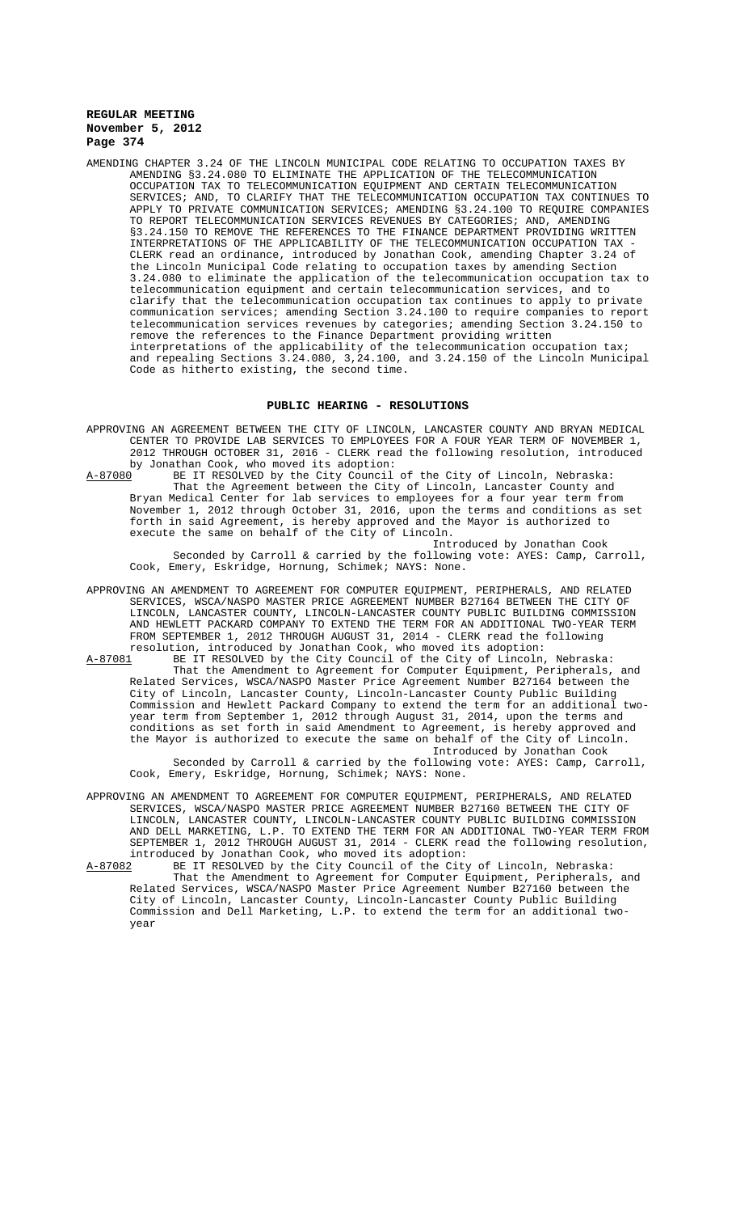AMENDING CHAPTER 3.24 OF THE LINCOLN MUNICIPAL CODE RELATING TO OCCUPATION TAXES BY AMENDING §3.24.080 TO ELIMINATE THE APPLICATION OF THE TELECOMMUNICATION OCCUPATION TAX TO TELECOMMUNICATION EQUIPMENT AND CERTAIN TELECOMMUNICATION SERVICES; AND, TO CLARIFY THAT THE TELECOMMUNICATION OCCUPATION TAX CONTINUES TO APPLY TO PRIVATE COMMUNICATION SERVICES; AMENDING §3.24.100 TO REQUIRE COMPANIES TO REPORT TELECOMMUNICATION SERVICES REVENUES BY CATEGORIES; AND, AMENDING §3.24.150 TO REMOVE THE REFERENCES TO THE FINANCE DEPARTMENT PROVIDING WRITTEN INTERPRETATIONS OF THE APPLICABILITY OF THE TELECOMMUNICATION OCCUPATION TAX - CLERK read an ordinance, introduced by Jonathan Cook, amending Chapter 3.24 of the Lincoln Municipal Code relating to occupation taxes by amending Section 3.24.080 to eliminate the application of the telecommunication occupation tax to telecommunication equipment and certain telecommunication services, and to clarify that the telecommunication occupation tax continues to apply to private communication services; amending Section 3.24.100 to require companies to report telecommunication services revenues by categories; amending Section 3.24.150 to remove the references to the Finance Department providing written interpretations of the applicability of the telecommunication occupation tax; and repealing Sections 3.24.080, 3,24.100, and 3.24.150 of the Lincoln Municipal Code as hitherto existing, the second time.

## PUBLIC HEARING - RESOLUTIONS

APPROVING AN AGREEMENT BETWEEN THE CITY OF LINCOLN, LANCASTER COUNTY AND BRYAN MEDICAL CENTER TO PROVIDE LAB SERVICES TO EMPLOYEES FOR A FOUR YEAR TERM OF NOVEMBER 1, 2012 THROUGH OCTOBER 31, 2016 - CLERK read the following resolution, introduced by Jonathan Cook, who moved its adoption:

A-87080 BE IT RESOLVED by the City Council of the City of Lincoln, Nebraska:
That the Agreement between the City of Lincoln, Lancaster County and Bryan Medical Center for lab services to employees for a four year term from November 1, 2012 through October 31, 2016, upon the terms and conditions as set forth in said Agreement, is hereby approved and the Mayor is authorized to execute the same on behalf of the City of Lincoln.

Introduced by Jonathan Cook

Seconded by Carroll & carried by the following vote: AYES: Camp, Carroll, Cook, Emery, Eskridge, Hornung, Schimek; NAYS: None.

APPROVING AN AMENDMENT TO AGREEMENT FOR COMPUTER EQUIPMENT, PERIPHERALS, AND RELATED SERVICES, WSCA/NASPO MASTER PRICE AGREEMENT NUMBER B27164 BETWEEN THE CITY OF LINCOLN, LANCASTER COUNTY, LINCOLN-LANCASTER COUNTY PUBLIC BUILDING COMMISSION AND HEWLETT PACKARD COMPANY TO EXTEND THE TERM FOR AN ADDITIONAL TWO-YEAR TERM FROM SEPTEMBER 1, 2012 THROUGH AUGUST 31, 2014 - CLERK read the following resolution, introduced by Jonathan Cook, who moved its adoption:

A-87081 BE IT RESOLVED by the City Council of the City of Lincoln, Nebraska:
That the Amendment to Agreement for Computer Equipment, Peripherals, and Related Services, WSCA/NASPO Master Price Agreement Number B27164 between the City of Lincoln, Lancaster County, Lincoln-Lancaster County Public Building Commission and Hewlett Packard Company to extend the term for an additional two-year term from September 1, 2012 through August 31, 2014, upon the terms and conditions as set forth in said Amendment to Agreement, is hereby approved and the Mayor is authorized to execute the same on behalf of the City of Lincoln.

Introduced by Jonathan Cook

Seconded by Carroll & carried by the following vote: AYES: Camp, Carroll, Cook, Emery, Eskridge, Hornung, Schimek; NAYS: None.

APPROVING AN AMENDMENT TO AGREEMENT FOR COMPUTER EQUIPMENT, PERIPHERALS, AND RELATED SERVICES, WSCA/NASPO MASTER PRICE AGREEMENT NUMBER B27160 BETWEEN THE CITY OF LINCOLN, LANCASTER COUNTY, LINCOLN-LANCASTER COUNTY PUBLIC BUILDING COMMISSION AND DELL MARKETING, L.P. TO EXTEND THE TERM FOR AN ADDITIONAL TWO-YEAR TERM FROM SEPTEMBER 1, 2012 THROUGH AUGUST 31, 2014 - CLERK read the following resolution, introduced by Jonathan Cook, who moved its adoption:

A-87082 BE IT RESOLVED by the City Council of the City of Lincoln, Nebraska:
That the Amendment to Agreement for Computer Equipment, Peripherals, and Related Services, WSCA/NASPO Master Price Agreement Number B27160 between the City of Lincoln, Lancaster County, Lincoln-Lancaster County Public Building Commission and Dell Marketing, L.P. to extend the term for an additional two-year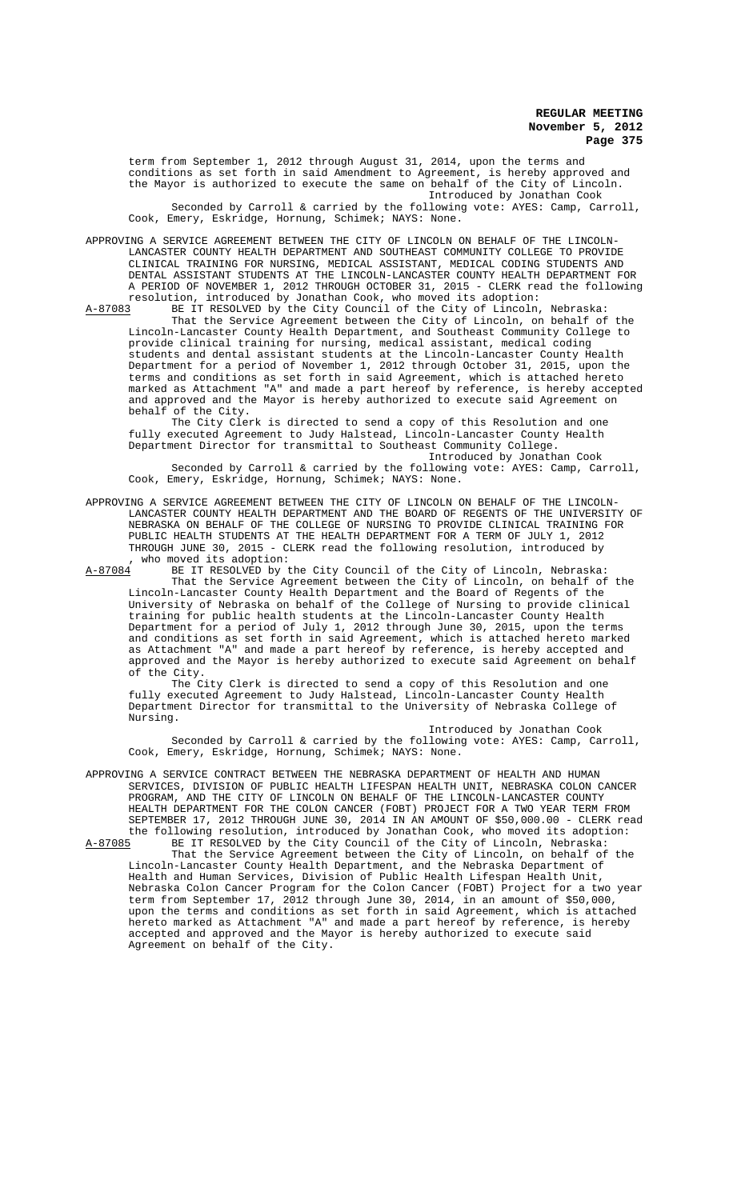term from September 1, 2012 through August 31, 2014, upon the terms and conditions as set forth in said Amendment to Agreement, is hereby approved and the Mayor is authorized to execute the same on behalf of the City of Lincoln.

Introduced by Jonathan Cook

Seconded by Carroll & carried by the following vote: AYES: Camp, Carroll, Cook, Emery, Eskridge, Hornung, Schimek; NAYS: None.

APPROVING A SERVICE AGREEMENT BETWEEN THE CITY OF LINCOLN ON BEHALF OF THE LINCOLN-LANCASTER COUNTY HEALTH DEPARTMENT AND SOUTHEAST COMMUNITY COLLEGE TO PROVIDE CLINICAL TRAINING FOR NURSING, MEDICAL ASSISTANT, MEDICAL CODING STUDENTS AND DENTAL ASSISTANT STUDENTS AT THE LINCOLN-LANCASTER COUNTY HEALTH DEPARTMENT FOR A PERIOD OF NOVEMBER 1, 2012 THROUGH OCTOBER 31, 2015 - CLERK read the following resolution, introduced by Jonathan Cook, who moved its adoption:

A-87083 BE IT RESOLVED by the City Council of the City of Lincoln, Nebraska:

That the Service Agreement between the City of Lincoln, on behalf of the Lincoln-Lancaster County Health Department, and Southeast Community College to provide clinical training for nursing, medical assistant, medical coding students and dental assistant students at the Lincoln-Lancaster County Health Department for a period of November 1, 2012 through October 31, 2015, upon the terms and conditions as set forth in said Agreement, which is attached hereto marked as Attachment "A" and made a part hereof by reference, is hereby accepted and approved and the Mayor is hereby authorized to execute said Agreement on behalf of the City.

The City Clerk is directed to send a copy of this Resolution and one fully executed Agreement to Judy Halstead, Lincoln-Lancaster County Health Department Director for transmittal to Southeast Community College.

Introduced by Jonathan Cook

Seconded by Carroll & carried by the following vote: AYES: Camp, Carroll, Cook, Emery, Eskridge, Hornung, Schimek; NAYS: None.

APPROVING A SERVICE AGREEMENT BETWEEN THE CITY OF LINCOLN ON BEHALF OF THE LINCOLN-LANCASTER COUNTY HEALTH DEPARTMENT AND THE BOARD OF REGENTS OF THE UNIVERSITY OF NEBRASKA ON BEHALF OF THE COLLEGE OF NURSING TO PROVIDE CLINICAL TRAINING FOR PUBLIC HEALTH STUDENTS AT THE HEALTH DEPARTMENT FOR A TERM OF JULY 1, 2012 THROUGH JUNE 30, 2015 - CLERK read the following resolution, introduced by , who moved its adoption:

A-87084 BE IT RESOLVED by the City Council of the City of Lincoln, Nebraska:

That the Service Agreement between the City of Lincoln, on behalf of the Lincoln-Lancaster County Health Department and the Board of Regents of the University of Nebraska on behalf of the College of Nursing to provide clinical training for public health students at the Lincoln-Lancaster County Health Department for a period of July 1, 2012 through June 30, 2015, upon the terms and conditions as set forth in said Agreement, which is attached hereto marked as Attachment "A" and made a part hereof by reference, is hereby accepted and approved and the Mayor is hereby authorized to execute said Agreement on behalf of the City.

The City Clerk is directed to send a copy of this Resolution and one fully executed Agreement to Judy Halstead, Lincoln-Lancaster County Health Department Director for transmittal to the University of Nebraska College of Nursing.

Introduced by Jonathan Cook

Seconded by Carroll & carried by the following vote: AYES: Camp, Carroll, Cook, Emery, Eskridge, Hornung, Schimek; NAYS: None.

APPROVING A SERVICE CONTRACT BETWEEN THE NEBRASKA DEPARTMENT OF HEALTH AND HUMAN SERVICES, DIVISION OF PUBLIC HEALTH LIFESPAN HEALTH UNIT, NEBRASKA COLON CANCER PROGRAM, AND THE CITY OF LINCOLN ON BEHALF OF THE LINCOLN-LANCASTER COUNTY HEALTH DEPARTMENT FOR THE COLON CANCER (FOBT) PROJECT FOR A TWO YEAR TERM FROM SEPTEMBER 17, 2012 THROUGH JUNE 30, 2014 IN AN AMOUNT OF $50,000.00 - CLERK read the following resolution, introduced by Jonathan Cook, who moved its adoption:

A-87085 BE IT RESOLVED by the City Council of the City of Lincoln, Nebraska:

That the Service Agreement between the City of Lincoln, on behalf of the Lincoln-Lancaster County Health Department, and the Nebraska Department of Health and Human Services, Division of Public Health Lifespan Health Unit, Nebraska Colon Cancer Program for the Colon Cancer (FOBT) Project for a two year term from September 17, 2012 through June 30, 2014, in an amount of $50,000, upon the terms and conditions as set forth in said Agreement, which is attached hereto marked as Attachment "A" and made a part hereof by reference, is hereby accepted and approved and the Mayor is hereby authorized to execute said Agreement on behalf of the City.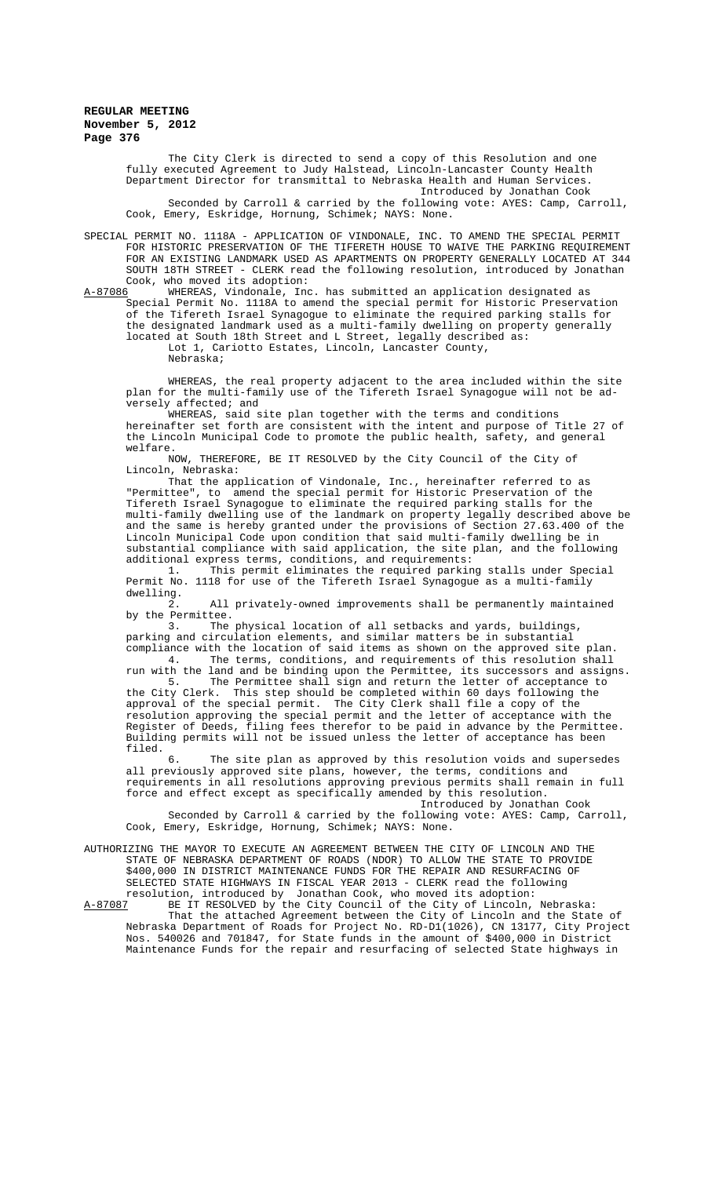The City Clerk is directed to send a copy of this Resolution and one fully executed Agreement to Judy Halstead, Lincoln-Lancaster County Health Department Director for transmittal to Nebraska Health and Human Services.

Introduced by Jonathan Cook

Seconded by Carroll & carried by the following vote: AYES: Camp, Carroll, Cook, Emery, Eskridge, Hornung, Schimek; NAYS: None.

SPECIAL PERMIT NO. 1118A - APPLICATION OF VINDONALE, INC. TO AMEND THE SPECIAL PERMIT FOR HISTORIC PRESERVATION OF THE TIFERETH HOUSE TO WAIVE THE PARKING REQUIREMENT FOR AN EXISTING LANDMARK USED AS APARTMENTS ON PROPERTY GENERALLY LOCATED AT 344 SOUTH 18TH STREET - CLERK read the following resolution, introduced by Jonathan Cook, who moved its adoption:

A-87086 WHEREAS, Vindonale, Inc. has submitted an application designated as Special Permit No. 1118A to amend the special permit for Historic Preservation of the Tifereth Israel Synagogue to eliminate the required parking stalls for the designated landmark used as a multi-family dwelling on property generally located at South 18th Street and L Street, legally described as:

Lot 1, Cariotto Estates, Lincoln, Lancaster County, Nebraska;

WHEREAS, the real property adjacent to the area included within the site plan for the multi-family use of the Tifereth Israel Synagogue will not be adversely affected; and

WHEREAS, said site plan together with the terms and conditions hereinafter set forth are consistent with the intent and purpose of Title 27 of the Lincoln Municipal Code to promote the public health, safety, and general welfare.

NOW, THEREFORE, BE IT RESOLVED by the City Council of the City of Lincoln, Nebraska:

That the application of Vindonale, Inc., hereinafter referred to as "Permittee", to amend the special permit for Historic Preservation of the Tifereth Israel Synagogue to eliminate the required parking stalls for the multi-family dwelling use of the landmark on property legally described above be and the same is hereby granted under the provisions of Section 27.63.400 of the Lincoln Municipal Code upon condition that said multi-family dwelling be in substantial compliance with said application, the site plan, and the following additional express terms, conditions, and requirements:

1. This permit eliminates the required parking stalls under Special Permit No. 1118 for use of the Tifereth Israel Synagogue as a multi-family dwelling.

2. All privately-owned improvements shall be permanently maintained by the Permittee.

3. The physical location of all setbacks and yards, buildings, parking and circulation elements, and similar matters be in substantial compliance with the location of said items as shown on the approved site plan.

4. The terms, conditions, and requirements of this resolution shall run with the land and be binding upon the Permittee, its successors and assigns.

5. The Permittee shall sign and return the letter of acceptance to the City Clerk. This step should be completed within 60 days following the approval of the special permit. The City Clerk shall file a copy of the resolution approving the special permit and the letter of acceptance with the Register of Deeds, filing fees therefor to be paid in advance by the Permittee. Building permits will not be issued unless the letter of acceptance has been filed.

6. The site plan as approved by this resolution voids and supersedes all previously approved site plans, however, the terms, conditions and requirements in all resolutions approving previous permits shall remain in full force and effect except as specifically amended by this resolution.

Introduced by Jonathan Cook

Seconded by Carroll & carried by the following vote: AYES: Camp, Carroll, Cook, Emery, Eskridge, Hornung, Schimek; NAYS: None.

AUTHORIZING THE MAYOR TO EXECUTE AN AGREEMENT BETWEEN THE CITY OF LINCOLN AND THE STATE OF NEBRASKA DEPARTMENT OF ROADS (NDOR) TO ALLOW THE STATE TO PROVIDE $400,000 IN DISTRICT MAINTENANCE FUNDS FOR THE REPAIR AND RESURFACING OF SELECTED STATE HIGHWAYS IN FISCAL YEAR 2013 - CLERK read the following resolution, introduced by Jonathan Cook, who moved its adoption:

A-87087 BE IT RESOLVED by the City Council of the City of Lincoln, Nebraska:

That the attached Agreement between the City of Lincoln and the State of Nebraska Department of Roads for Project No. RD-D1(1026), CN 13177, City Project Nos. 540026 and 701847, for State funds in the amount of $400,000 in District Maintenance Funds for the repair and resurfacing of selected State highways in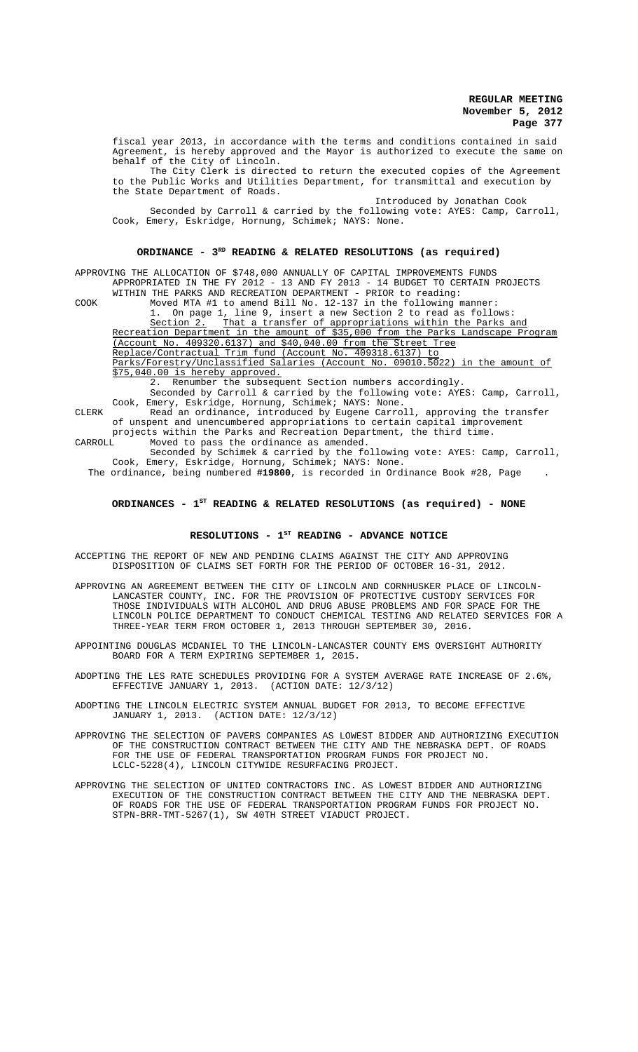fiscal year 2013, in accordance with the terms and conditions contained in said Agreement, is hereby approved and the Mayor is authorized to execute the same on behalf of the City of Lincoln.

The City Clerk is directed to return the executed copies of the Agreement to the Public Works and Utilities Department, for transmittal and execution by the State Department of Roads.

Introduced by Jonathan Cook

Seconded by Carroll & carried by the following vote: AYES: Camp, Carroll, Cook, Emery, Eskridge, Hornung, Schimek; NAYS: None.

## ORDINANCE - 3RD READING & RELATED RESOLUTIONS (as required)

APPROVING THE ALLOCATION OF $748,000 ANNUALLY OF CAPITAL IMPROVEMENTS FUNDS APPROPRIATED IN THE FY 2012 - 13 AND FY 2013 - 14 BUDGET TO CERTAIN PROJECTS WITHIN THE PARKS AND RECREATION DEPARTMENT - PRIOR to reading:

COOK Moved MTA #1 to amend Bill No. 12-137 in the following manner:

1. On page 1, line 9, insert a new Section 2 to read as follows: <u>Section 2. That a transfer of appropriations within the Parks and Recreation Department in the amount of $35,000 from the Parks Landscape Program (Account No. 409320.6137) and $40,040.00 from the Street Tree Replace/Contractual Trim fund (Account No. 409318.6137) to Parks/Forestry/Unclassified Salaries (Account No. 09010.5022) in the amount of $75,040.00 is hereby approved.</u>

2. Renumber the subsequent Section numbers accordingly.

Seconded by Carroll & carried by the following vote: AYES: Camp, Carroll, Cook, Emery, Eskridge, Hornung, Schimek; NAYS: None.

CLERK Read an ordinance, introduced by Eugene Carroll, approving the transfer of unspent and unencumbered appropriations to certain capital improvement projects within the Parks and Recreation Department, the third time.

CARROLL Moved to pass the ordinance as amended.

Seconded by Schimek & carried by the following vote: AYES: Camp, Carroll, Cook, Emery, Eskridge, Hornung, Schimek; NAYS: None.

The ordinance, being numbered **#19800**, is recorded in Ordinance Book #28, Page .

## ORDINANCES - 1ST READING & RELATED RESOLUTIONS (as required) - NONE

## RESOLUTIONS - 1ST READING - ADVANCE NOTICE

ACCEPTING THE REPORT OF NEW AND PENDING CLAIMS AGAINST THE CITY AND APPROVING DISPOSITION OF CLAIMS SET FORTH FOR THE PERIOD OF OCTOBER 16-31, 2012.

APPROVING AN AGREEMENT BETWEEN THE CITY OF LINCOLN AND CORNHUSKER PLACE OF LINCOLN-LANCASTER COUNTY, INC. FOR THE PROVISION OF PROTECTIVE CUSTODY SERVICES FOR THOSE INDIVIDUALS WITH ALCOHOL AND DRUG ABUSE PROBLEMS AND FOR SPACE FOR THE LINCOLN POLICE DEPARTMENT TO CONDUCT CHEMICAL TESTING AND RELATED SERVICES FOR A THREE-YEAR TERM FROM OCTOBER 1, 2013 THROUGH SEPTEMBER 30, 2016.

APPOINTING DOUGLAS MCDANIEL TO THE LINCOLN-LANCASTER COUNTY EMS OVERSIGHT AUTHORITY BOARD FOR A TERM EXPIRING SEPTEMBER 1, 2015.

ADOPTING THE LES RATE SCHEDULES PROVIDING FOR A SYSTEM AVERAGE RATE INCREASE OF 2.6%, EFFECTIVE JANUARY 1, 2013. (ACTION DATE: 12/3/12)

ADOPTING THE LINCOLN ELECTRIC SYSTEM ANNUAL BUDGET FOR 2013, TO BECOME EFFECTIVE JANUARY 1, 2013. (ACTION DATE: 12/3/12)

APPROVING THE SELECTION OF PAVERS COMPANIES AS LOWEST BIDDER AND AUTHORIZING EXECUTION OF THE CONSTRUCTION CONTRACT BETWEEN THE CITY AND THE NEBRASKA DEPT. OF ROADS FOR THE USE OF FEDERAL TRANSPORTATION PROGRAM FUNDS FOR PROJECT NO. LCLC-5228(4), LINCOLN CITYWIDE RESURFACING PROJECT.

APPROVING THE SELECTION OF UNITED CONTRACTORS INC. AS LOWEST BIDDER AND AUTHORIZING EXECUTION OF THE CONSTRUCTION CONTRACT BETWEEN THE CITY AND THE NEBRASKA DEPT. OF ROADS FOR THE USE OF FEDERAL TRANSPORTATION PROGRAM FUNDS FOR PROJECT NO. STPN-BRR-TMT-5267(1), SW 40TH STREET VIADUCT PROJECT.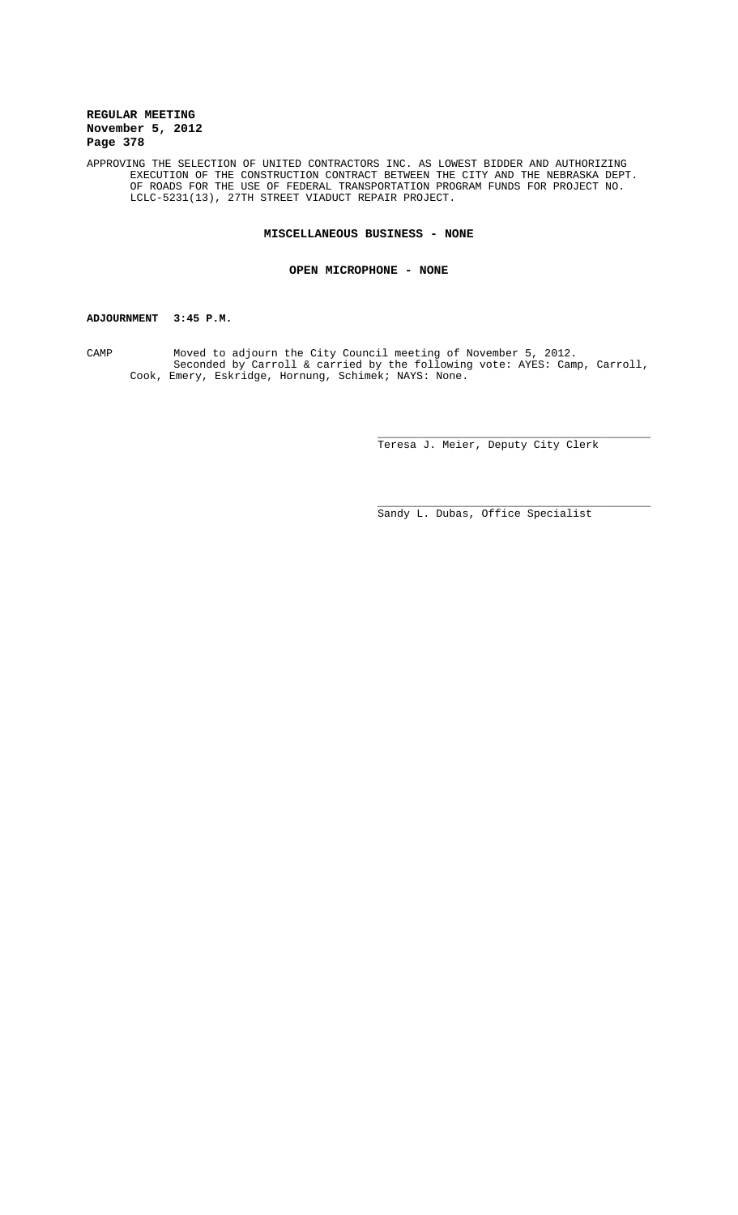APPROVING THE SELECTION OF UNITED CONTRACTORS INC. AS LOWEST BIDDER AND AUTHORIZING EXECUTION OF THE CONSTRUCTION CONTRACT BETWEEN THE CITY AND THE NEBRASKA DEPT. OF ROADS FOR THE USE OF FEDERAL TRANSPORTATION PROGRAM FUNDS FOR PROJECT NO. LCLC-5231(13), 27TH STREET VIADUCT REPAIR PROJECT.

**MISCELLANEOUS BUSINESS - NONE**

**OPEN MICROPHONE - NONE**

**ADJOURNMENT 3:45 P.M.**

CAMP Moved to adjourn the City Council meeting of November 5, 2012.
Seconded by Carroll & carried by the following vote: AYES: Camp, Carroll, Cook, Emery, Eskridge, Hornung, Schimek; NAYS: None.

Teresa J. Meier, Deputy City Clerk

Sandy L. Dubas, Office Specialist